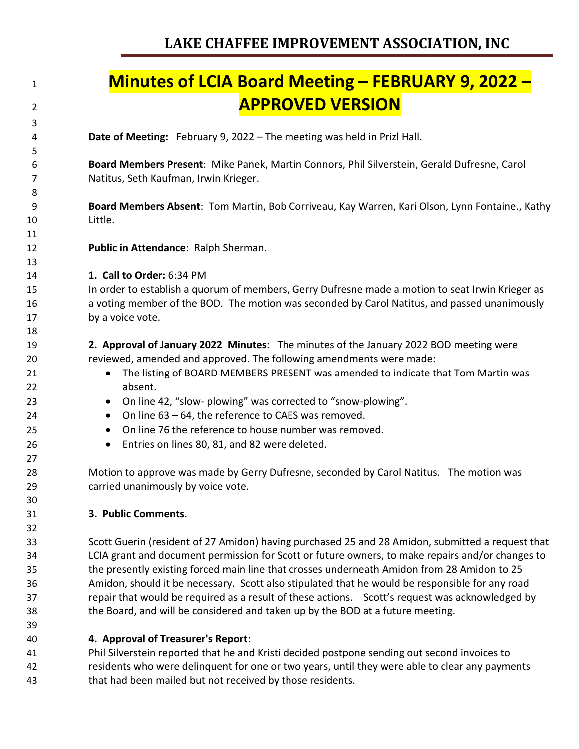# LAKE CHAFFEE IMPROVEMENT ASSOCIATION, INC

## Minutes of LCIA Board Meeting – FEBRUARY 9, 2022 – APPROVED VERSION

**Date of Meeting:** February 9, 2022 – The meeting was held in Prizl Hall.

**Board Members Present**: Mike Panek, Martin Connors, Phil Silverstein, Gerald Dufresne, Carol Natitus, Seth Kaufman, Irwin Krieger.

**Board Members Absent**: Tom Martin, Bob Corriveau, Kay Warren, Kari Olson, Lynn Fontaine., Kathy Little.

**Public in Attendance**: Ralph Sherman.

**1. Call to Order:** 6:34 PM

In order to establish a quorum of members, Gerry Dufresne made a motion to seat Irwin Krieger as a voting member of the BOD. The motion was seconded by Carol Natitus, and passed unanimously by a voice vote.

**2. Approval of January 2022 Minutes**: The minutes of the January 2022 BOD meeting were reviewed, amended and approved. The following amendments were made:

- The listing of BOARD MEMBERS PRESENT was amended to indicate that Tom Martin was absent.
- On line 42, "slow- plowing" was corrected to "snow-plowing".
- On line 63 – 64, the reference to CAES was removed.
- On line 76 the reference to house number was removed.
- Entries on lines 80, 81, and 82 were deleted.

Motion to approve was made by Gerry Dufresne, seconded by Carol Natitus. The motion was carried unanimously by voice vote.

**3. Public Comments**.

Scott Guerin (resident of 27 Amidon) having purchased 25 and 28 Amidon, submitted a request that LCIA grant and document permission for Scott or future owners, to make repairs and/or changes to the presently existing forced main line that crosses underneath Amidon from 28 Amidon to 25 Amidon, should it be necessary. Scott also stipulated that he would be responsible for any road repair that would be required as a result of these actions. Scott's request was acknowledged by the Board, and will be considered and taken up by the BOD at a future meeting.

**4. Approval of Treasurer's Report**:

Phil Silverstein reported that he and Kristi decided postpone sending out second invoices to residents who were delinquent for one or two years, until they were able to clear any payments that had been mailed but not received by those residents.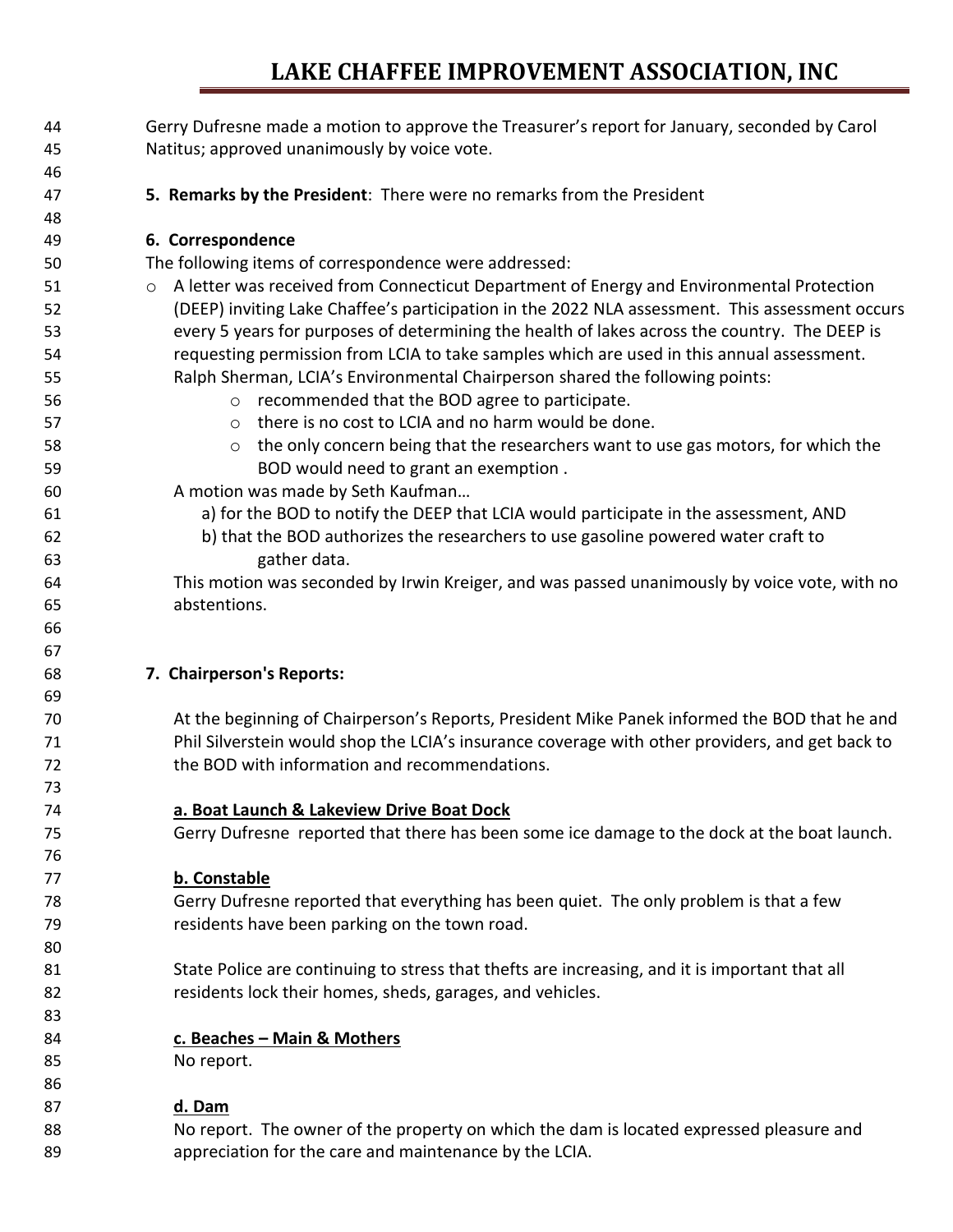Gerry Dufresne made a motion to approve the Treasurer's report for January, seconded by Carol Natitus; approved unanimously by voice vote.

**5. Remarks by the President**: There were no remarks from the President

**6. Correspondence**

The following items of correspondence were addressed:

- A letter was received from Connecticut Department of Energy and Environmental Protection (DEEP) inviting Lake Chaffee's participation in the 2022 NLA assessment. This assessment occurs every 5 years for purposes of determining the health of lakes across the country. The DEEP is requesting permission from LCIA to take samples which are used in this annual assessment. Ralph Sherman, LCIA's Environmental Chairperson shared the following points:
  - recommended that the BOD agree to participate.
  - there is no cost to LCIA and no harm would be done.
  - the only concern being that the researchers want to use gas motors, for which the BOD would need to grant an exemption .

  A motion was made by Seth Kaufman…

  a) for the BOD to notify the DEEP that LCIA would participate in the assessment, AND

  b) that the BOD authorizes the researchers to use gasoline powered water craft to gather data.

  This motion was seconded by Irwin Kreiger, and was passed unanimously by voice vote, with no abstentions.

**7. Chairperson's Reports:**

At the beginning of Chairperson's Reports, President Mike Panek informed the BOD that he and Phil Silverstein would shop the LCIA's insurance coverage with other providers, and get back to the BOD with information and recommendations.

**a. Boat Launch & Lakeview Drive Boat Dock**

Gerry Dufresne reported that there has been some ice damage to the dock at the boat launch.

**b. Constable**

Gerry Dufresne reported that everything has been quiet. The only problem is that a few residents have been parking on the town road.

State Police are continuing to stress that thefts are increasing, and it is important that all residents lock their homes, sheds, garages, and vehicles.

**c. Beaches – Main & Mothers**

No report.

**d. Dam**

No report. The owner of the property on which the dam is located expressed pleasure and appreciation for the care and maintenance by the LCIA.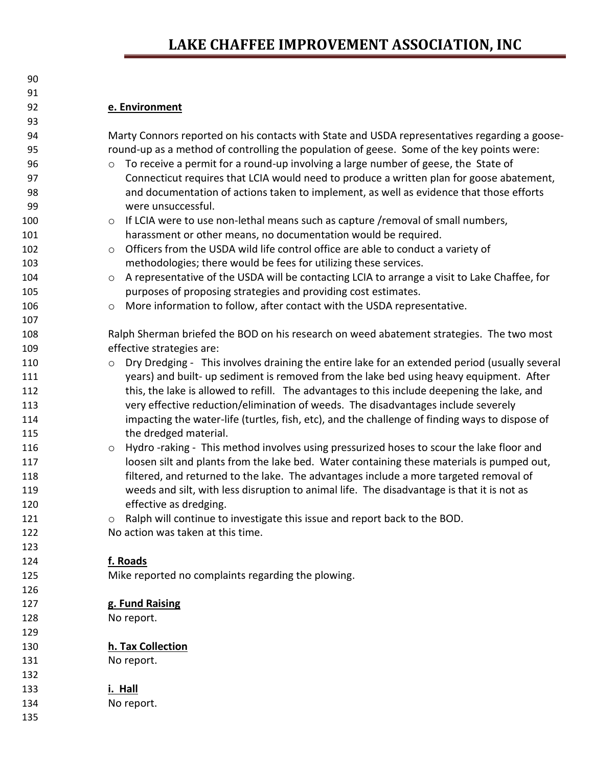**e. Environment**

Marty Connors reported on his contacts with State and USDA representatives regarding a goose-round-up as a method of controlling the population of geese. Some of the key points were:

- To receive a permit for a round-up involving a large number of geese, the State of Connecticut requires that LCIA would need to produce a written plan for goose abatement, and documentation of actions taken to implement, as well as evidence that those efforts were unsuccessful.
- If LCIA were to use non-lethal means such as capture /removal of small numbers, harassment or other means, no documentation would be required.
- Officers from the USDA wild life control office are able to conduct a variety of methodologies; there would be fees for utilizing these services.
- A representative of the USDA will be contacting LCIA to arrange a visit to Lake Chaffee, for purposes of proposing strategies and providing cost estimates.
- More information to follow, after contact with the USDA representative.

Ralph Sherman briefed the BOD on his research on weed abatement strategies. The two most effective strategies are:

- Dry Dredging - This involves draining the entire lake for an extended period (usually several years) and built- up sediment is removed from the lake bed using heavy equipment. After this, the lake is allowed to refill. The advantages to this include deepening the lake, and very effective reduction/elimination of weeds. The disadvantages include severely impacting the water-life (turtles, fish, etc), and the challenge of finding ways to dispose of the dredged material.
- Hydro -raking - This method involves using pressurized hoses to scour the lake floor and loosen silt and plants from the lake bed. Water containing these materials is pumped out, filtered, and returned to the lake. The advantages include a more targeted removal of weeds and silt, with less disruption to animal life. The disadvantage is that it is not as effective as dredging.
- Ralph will continue to investigate this issue and report back to the BOD.

No action was taken at this time.

**f. Roads**

Mike reported no complaints regarding the plowing.

**g. Fund Raising**

No report.

**h. Tax Collection**

No report.

**i. Hall**

No report.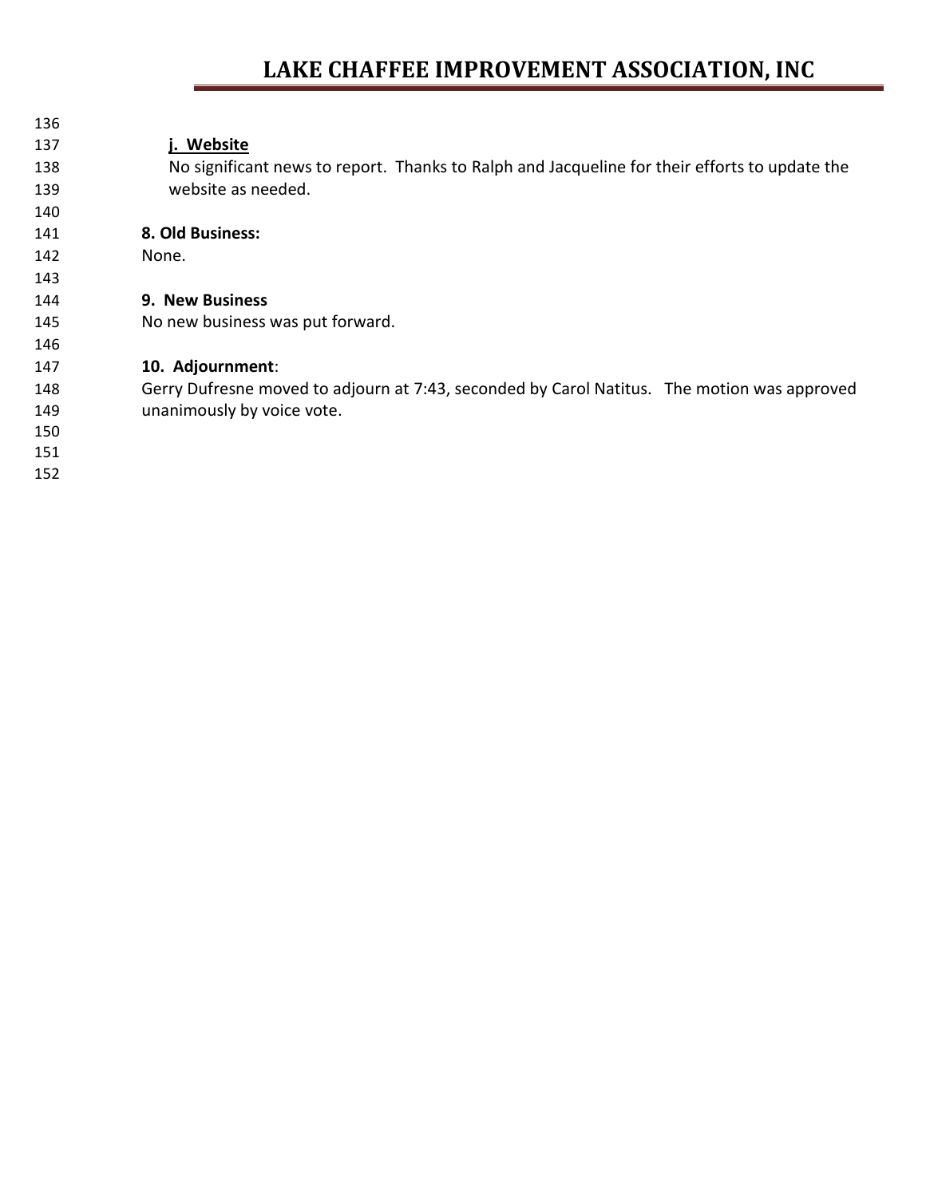**j. Website**

No significant news to report. Thanks to Ralph and Jacqueline for their efforts to update the website as needed.

**8. Old Business:**

None.

**9. New Business**

No new business was put forward.

**10. Adjournment**:

Gerry Dufresne moved to adjourn at 7:43, seconded by Carol Natitus. The motion was approved unanimously by voice vote.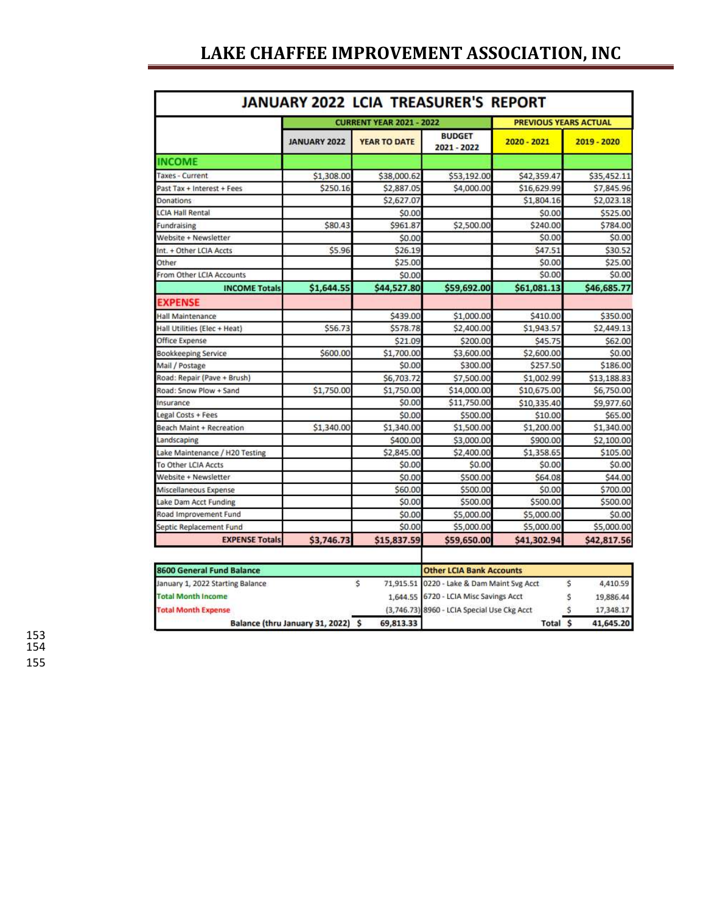# LAKE CHAFFEE IMPROVEMENT ASSOCIATION, INC

## JANUARY 2022 LCIA TREASURER'S REPORT

| | CURRENT YEAR 2021 - 2022 | | | PREVIOUS YEARS ACTUAL | |
|---|---|---|---|---|---|
| | JANUARY 2022 | YEAR TO DATE | BUDGET 2021 - 2022 | 2020 - 2021 | 2019 - 2020 |
| **INCOME** | | | | | |
| Taxes - Current | $1,308.00 | $38,000.62 | $53,192.00 | $42,359.47 | $35,452.11 |
| Past Tax + Interest + Fees | $250.16 | $2,887.05 | $4,000.00 | $16,629.99 | $7,845.96 |
| Donations | | $2,627.07 | | $1,804.16 | $2,023.18 |
| LCIA Hall Rental | | $0.00 | | $0.00 | $525.00 |
| Fundraising | $80.43 | $961.87 | $2,500.00 | $240.00 | $784.00 |
| Website + Newsletter | | $0.00 | | $0.00 | $0.00 |
| Int. + Other LCIA Accts | $5.96 | $26.19 | | $47.51 | $30.52 |
| Other | | $25.00 | | $0.00 | $25.00 |
| From Other LCIA Accounts | | $0.00 | | $0.00 | $0.00 |
| **INCOME Totals** | **$1,644.55** | **$44,527.80** | **$59,692.00** | **$61,081.13** | **$46,685.77** |
| **EXPENSE** | | | | | |
| Hall Maintenance | | $439.00 | $1,000.00 | $410.00 | $350.00 |
| Hall Utilities (Elec + Heat) | $56.73 | $578.78 | $2,400.00 | $1,943.57 | $2,449.13 |
| Office Expense | | $21.09 | $200.00 | $45.75 | $62.00 |
| Bookkeeping Service | $600.00 | $1,700.00 | $3,600.00 | $2,600.00 | $0.00 |
| Mail / Postage | | $0.00 | $300.00 | $257.50 | $186.00 |
| Road: Repair (Pave + Brush) | | $6,703.72 | $7,500.00 | $1,002.99 | $13,188.83 |
| Road: Snow Plow + Sand | $1,750.00 | $1,750.00 | $14,000.00 | $10,675.00 | $6,750.00 |
| Insurance | | $0.00 | $11,750.00 | $10,335.40 | $9,977.60 |
| Legal Costs + Fees | | $0.00 | $500.00 | $10.00 | $65.00 |
| Beach Maint + Recreation | $1,340.00 | $1,340.00 | $1,500.00 | $1,200.00 | $1,340.00 |
| Landscaping | | $400.00 | $3,000.00 | $900.00 | $2,100.00 |
| Lake Maintenance / H20 Testing | | $2,845.00 | $2,400.00 | $1,358.65 | $105.00 |
| To Other LCIA Accts | | $0.00 | $0.00 | $0.00 | $0.00 |
| Website + Newsletter | | $0.00 | $500.00 | $64.08 | $44.00 |
| Miscellaneous Expense | | $60.00 | $500.00 | $0.00 | $700.00 |
| Lake Dam Acct Funding | | $0.00 | $500.00 | $500.00 | $500.00 |
| Road Improvement Fund | | $0.00 | $5,000.00 | $5,000.00 | $0.00 |
| Septic Replacement Fund | | $0.00 | $5,000.00 | $5,000.00 | $5,000.00 |
| **EXPENSE Totals** | **$3,746.73** | **$15,837.59** | **$59,650.00** | **$41,302.94** | **$42,817.56** |

| 8600 General Fund Balance | | Other LCIA Bank Accounts | |
|---|---|---|---|
| January 1, 2022 Starting Balance | $ 71,915.51 | 0220 - Lake & Dam Maint Svg Acct | $ 4,410.59 |
| Total Month Income | 1,644.55 | 6720 - LCIA Misc Savings Acct | $ 19,886.44 |
| Total Month Expense | (3,746.73) | 8960 - LCIA Special Use Ckg Acct | $ 17,348.17 |
| **Balance (thru January 31, 2022)** | **$ 69,813.33** | **Total** | **$ 41,645.20** |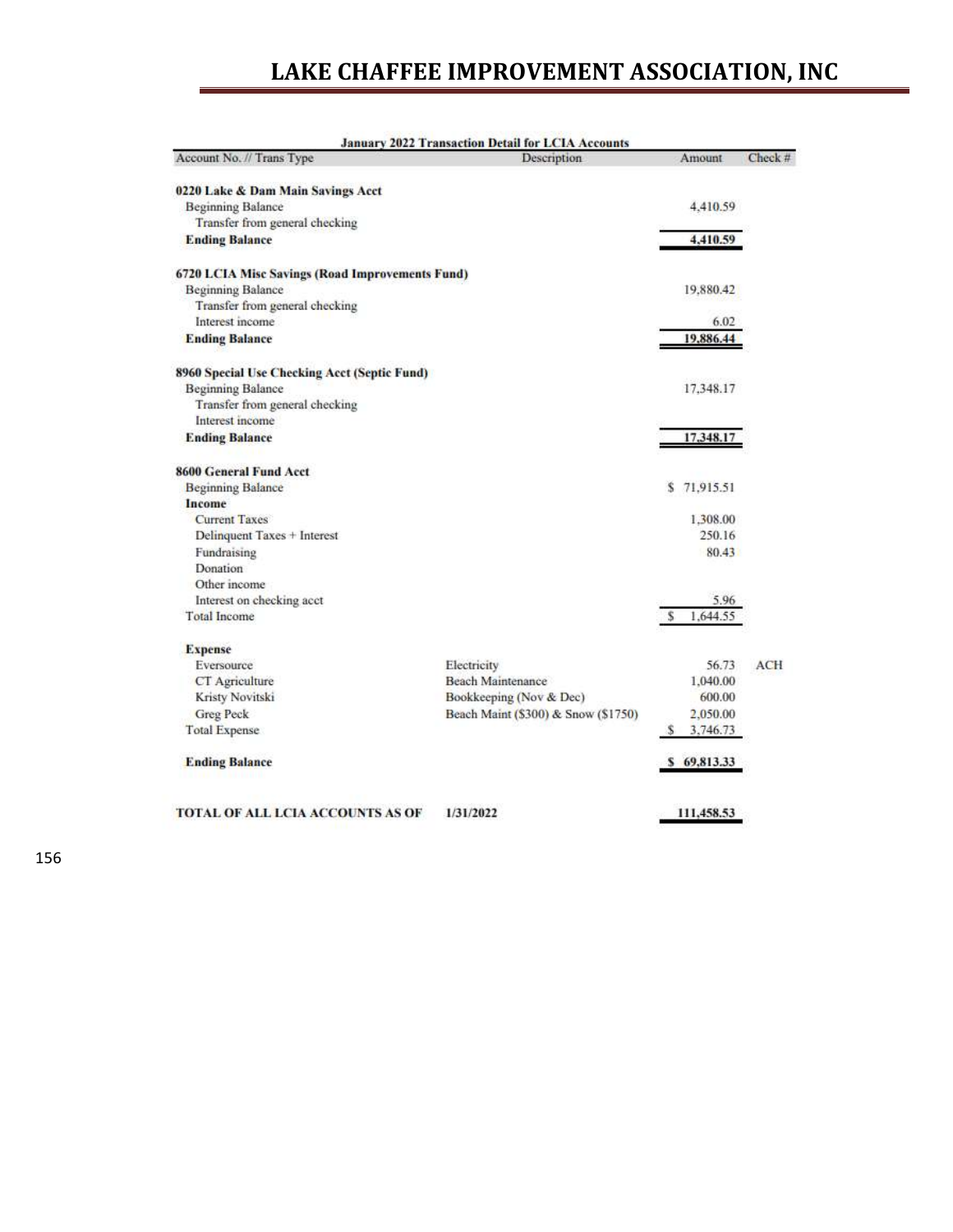# LAKE CHAFFEE IMPROVEMENT ASSOCIATION, INC

**January 2022 Transaction Detail for LCIA Accounts**

| Account No. // Trans Type | Description | Amount | Check # |
|---|---|---|---|
| **0220 Lake & Dam Main Savings Acct** | | | |
| Beginning Balance | | 4,410.59 | |
| Transfer from general checking | | | |
| **Ending Balance** | | **4,410.59** | |
| **6720 LCIA Misc Savings (Road Improvements Fund)** | | | |
| Beginning Balance | | 19,880.42 | |
| Transfer from general checking | | | |
| Interest income | | 6.02 | |
| **Ending Balance** | | **19,886.44** | |
| **8960 Special Use Checking Acct (Septic Fund)** | | | |
| Beginning Balance | | 17,348.17 | |
| Transfer from general checking | | | |
| Interest income | | | |
| **Ending Balance** | | **17,348.17** | |
| **8600 General Fund Acct** | | | |
| Beginning Balance | | $ 71,915.51 | |
| **Income** | | | |
| Current Taxes | | 1,308.00 | |
| Delinquent Taxes + Interest | | 250.16 | |
| Fundraising | | 80.43 | |
| Donation | | | |
| Other income | | | |
| Interest on checking acct | | 5.96 | |
| Total Income | | $ 1,644.55 | |
| **Expense** | | | |
| Eversource | Electricity | 56.73 | ACH |
| CT Agriculture | Beach Maintenance | 1,040.00 | |
| Kristy Novitski | Bookkeeping (Nov & Dec) | 600.00 | |
| Greg Peck | Beach Maint ($300) & Snow ($1750) | 2,050.00 | |
| Total Expense | | $ 3,746.73 | |
| **Ending Balance** | | **$ 69,813.33** | |
| **TOTAL OF ALL LCIA ACCOUNTS AS OF** | **1/31/2022** | **111,458.53** | |